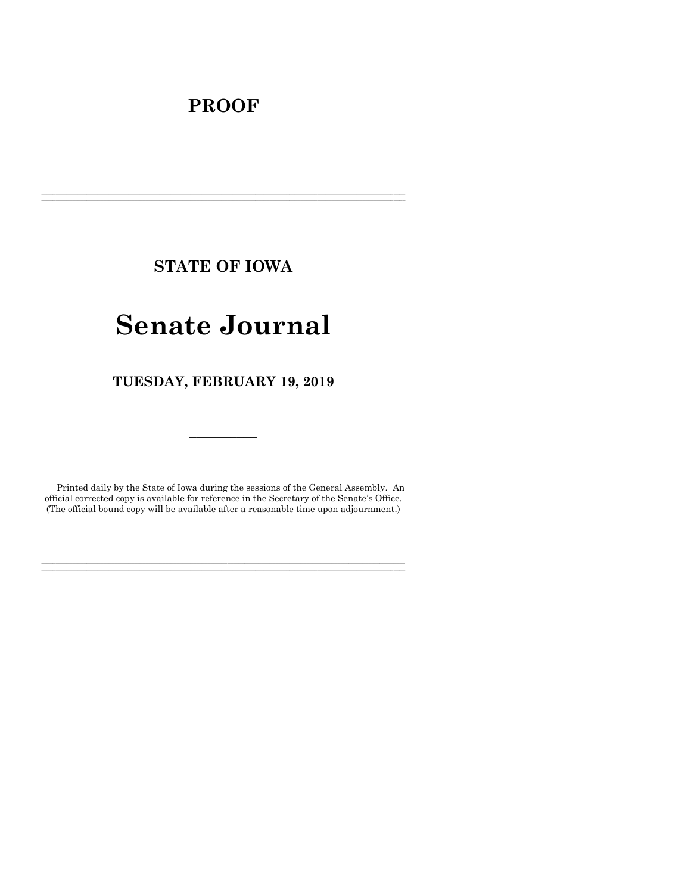# PROOF

---

## STATE OF IOWA

# Senate Journal

## TUESDAY, FEBRUARY 19, 2019

---

Printed daily by the State of Iowa during the sessions of the General Assembly. An official corrected copy is available for reference in the Secretary of the Senate's Office. (The official bound copy will be available after a reasonable time upon adjournment.)

---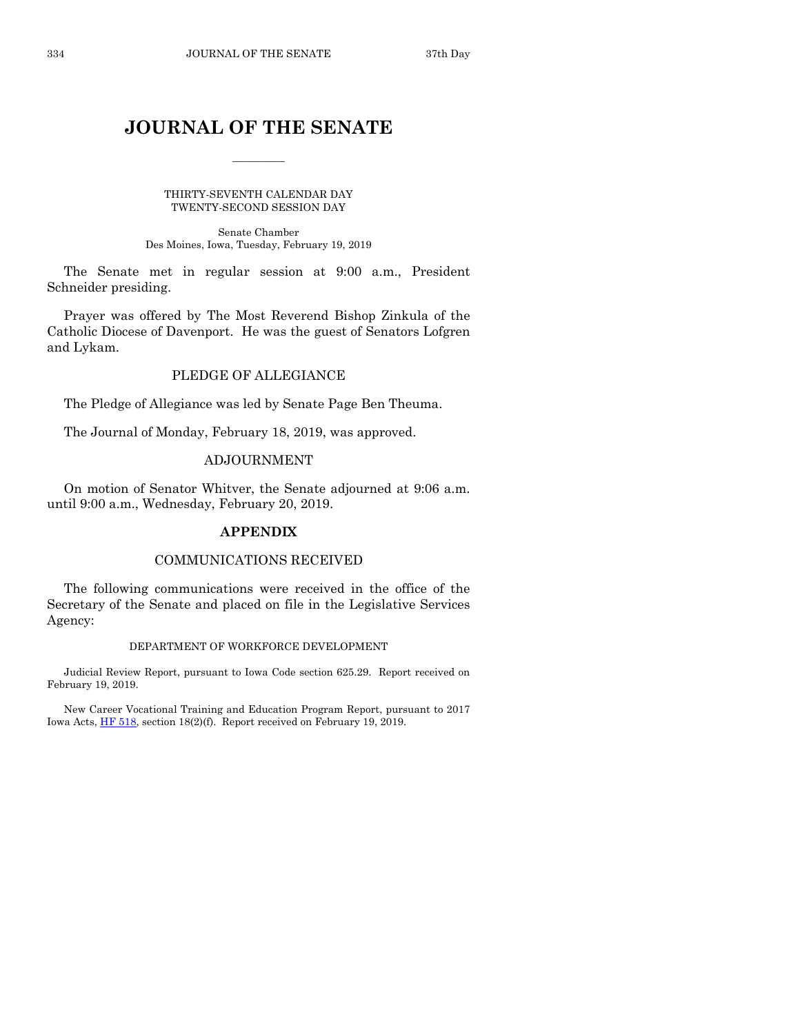# JOURNAL OF THE SENATE

THIRTY-SEVENTH CALENDAR DAY
TWENTY-SECOND SESSION DAY

Senate Chamber
Des Moines, Iowa, Tuesday, February 19, 2019

The Senate met in regular session at 9:00 a.m., President Schneider presiding.

Prayer was offered by The Most Reverend Bishop Zinkula of the Catholic Diocese of Davenport. He was the guest of Senators Lofgren and Lykam.

## PLEDGE OF ALLEGIANCE

The Pledge of Allegiance was led by Senate Page Ben Theuma.

The Journal of Monday, February 18, 2019, was approved.

## ADJOURNMENT

On motion of Senator Whitver, the Senate adjourned at 9:06 a.m. until 9:00 a.m., Wednesday, February 20, 2019.

## APPENDIX

## COMMUNICATIONS RECEIVED

The following communications were received in the office of the Secretary of the Senate and placed on file in the Legislative Services Agency:

DEPARTMENT OF WORKFORCE DEVELOPMENT

Judicial Review Report, pursuant to Iowa Code section 625.29. Report received on February 19, 2019.

New Career Vocational Training and Education Program Report, pursuant to 2017 Iowa Acts, HF 518, section 18(2)(f). Report received on February 19, 2019.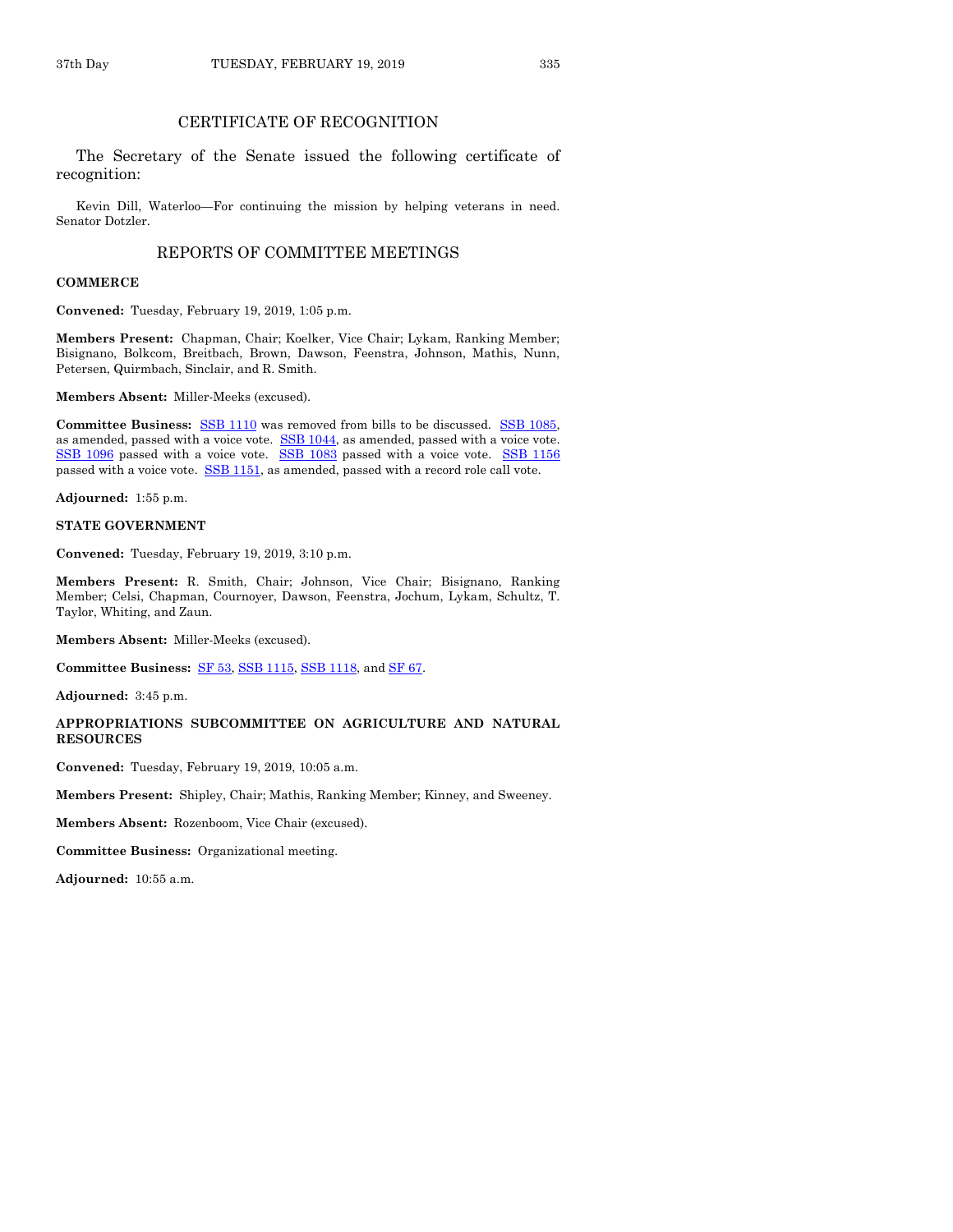## CERTIFICATE OF RECOGNITION

The Secretary of the Senate issued the following certificate of recognition:

Kevin Dill, Waterloo—For continuing the mission by helping veterans in need. Senator Dotzler.

## REPORTS OF COMMITTEE MEETINGS

**COMMERCE**

**Convened:** Tuesday, February 19, 2019, 1:05 p.m.

**Members Present:** Chapman, Chair; Koelker, Vice Chair; Lykam, Ranking Member; Bisignano, Bolkcom, Breitbach, Brown, Dawson, Feenstra, Johnson, Mathis, Nunn, Petersen, Quirmbach, Sinclair, and R. Smith.

**Members Absent:** Miller-Meeks (excused).

**Committee Business:** SSB 1110 was removed from bills to be discussed. SSB 1085, as amended, passed with a voice vote. SSB 1044, as amended, passed with a voice vote. SSB 1096 passed with a voice vote. SSB 1083 passed with a voice vote. SSB 1156 passed with a voice vote. SSB 1151, as amended, passed with a record role call vote.

**Adjourned:** 1:55 p.m.

**STATE GOVERNMENT**

**Convened:** Tuesday, February 19, 2019, 3:10 p.m.

**Members Present:** R. Smith, Chair; Johnson, Vice Chair; Bisignano, Ranking Member; Celsi, Chapman, Cournoyer, Dawson, Feenstra, Jochum, Lykam, Schultz, T. Taylor, Whiting, and Zaun.

**Members Absent:** Miller-Meeks (excused).

**Committee Business:** SF 53, SSB 1115, SSB 1118, and SF 67.

**Adjourned:** 3:45 p.m.

**APPROPRIATIONS SUBCOMMITTEE ON AGRICULTURE AND NATURAL RESOURCES**

**Convened:** Tuesday, February 19, 2019, 10:05 a.m.

**Members Present:** Shipley, Chair; Mathis, Ranking Member; Kinney, and Sweeney.

**Members Absent:** Rozenboom, Vice Chair (excused).

**Committee Business:** Organizational meeting.

**Adjourned:** 10:55 a.m.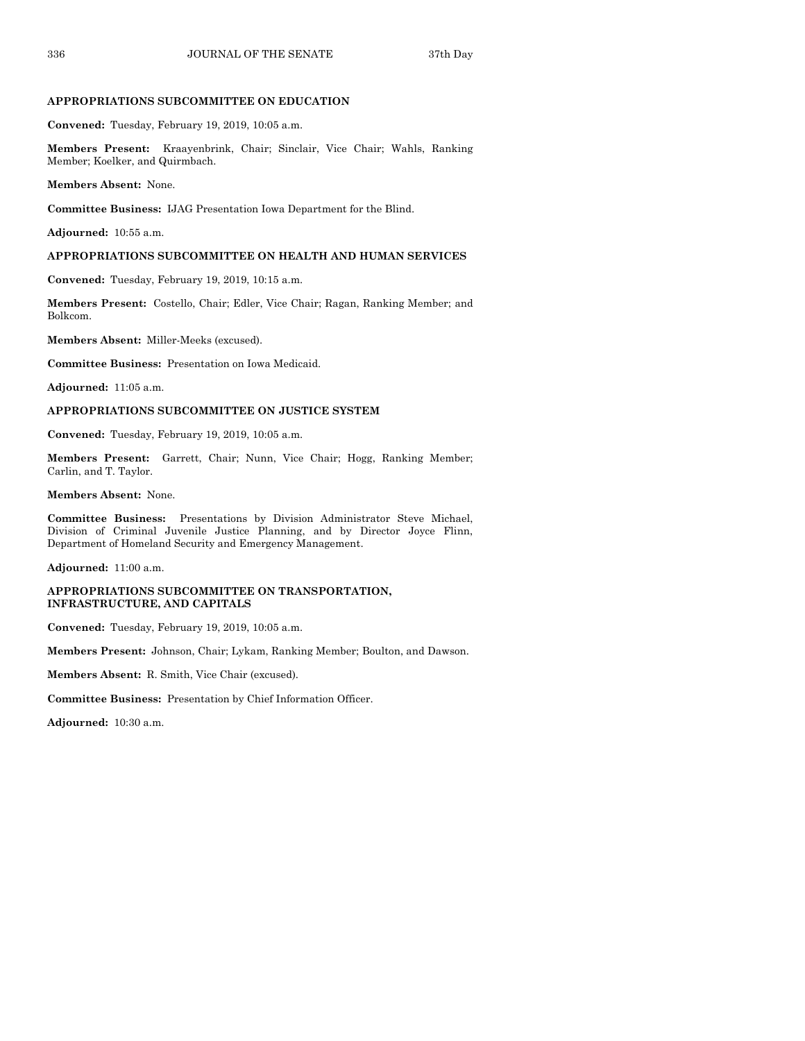### APPROPRIATIONS SUBCOMMITTEE ON EDUCATION

**Convened:** Tuesday, February 19, 2019, 10:05 a.m.

**Members Present:** Kraayenbrink, Chair; Sinclair, Vice Chair; Wahls, Ranking Member; Koelker, and Quirmbach.

**Members Absent:** None.

**Committee Business:** IJAG Presentation Iowa Department for the Blind.

**Adjourned:** 10:55 a.m.

### APPROPRIATIONS SUBCOMMITTEE ON HEALTH AND HUMAN SERVICES

**Convened:** Tuesday, February 19, 2019, 10:15 a.m.

**Members Present:** Costello, Chair; Edler, Vice Chair; Ragan, Ranking Member; and Bolkcom.

**Members Absent:** Miller-Meeks (excused).

**Committee Business:** Presentation on Iowa Medicaid.

**Adjourned:** 11:05 a.m.

### APPROPRIATIONS SUBCOMMITTEE ON JUSTICE SYSTEM

**Convened:** Tuesday, February 19, 2019, 10:05 a.m.

**Members Present:** Garrett, Chair; Nunn, Vice Chair; Hogg, Ranking Member; Carlin, and T. Taylor.

**Members Absent:** None.

**Committee Business:** Presentations by Division Administrator Steve Michael, Division of Criminal Juvenile Justice Planning, and by Director Joyce Flinn, Department of Homeland Security and Emergency Management.

**Adjourned:** 11:00 a.m.

### APPROPRIATIONS SUBCOMMITTEE ON TRANSPORTATION, INFRASTRUCTURE, AND CAPITALS

**Convened:** Tuesday, February 19, 2019, 10:05 a.m.

**Members Present:** Johnson, Chair; Lykam, Ranking Member; Boulton, and Dawson.

**Members Absent:** R. Smith, Vice Chair (excused).

**Committee Business:** Presentation by Chief Information Officer.

**Adjourned:** 10:30 a.m.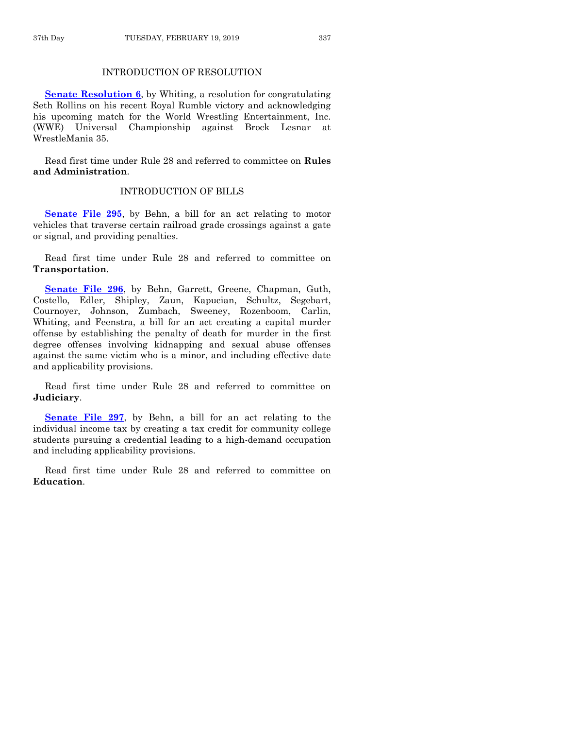## INTRODUCTION OF RESOLUTION

**Senate Resolution 6**, by Whiting, a resolution for congratulating Seth Rollins on his recent Royal Rumble victory and acknowledging his upcoming match for the World Wrestling Entertainment, Inc. (WWE) Universal Championship against Brock Lesnar at WrestleMania 35.

Read first time under Rule 28 and referred to committee on **Rules and Administration**.

## INTRODUCTION OF BILLS

**Senate File 295**, by Behn, a bill for an act relating to motor vehicles that traverse certain railroad grade crossings against a gate or signal, and providing penalties.

Read first time under Rule 28 and referred to committee on **Transportation**.

**Senate File 296**, by Behn, Garrett, Greene, Chapman, Guth, Costello, Edler, Shipley, Zaun, Kapucian, Schultz, Segebart, Cournoyer, Johnson, Zumbach, Sweeney, Rozenboom, Carlin, Whiting, and Feenstra, a bill for an act creating a capital murder offense by establishing the penalty of death for murder in the first degree offenses involving kidnapping and sexual abuse offenses against the same victim who is a minor, and including effective date and applicability provisions.

Read first time under Rule 28 and referred to committee on **Judiciary**.

**Senate File 297**, by Behn, a bill for an act relating to the individual income tax by creating a tax credit for community college students pursuing a credential leading to a high-demand occupation and including applicability provisions.

Read first time under Rule 28 and referred to committee on **Education**.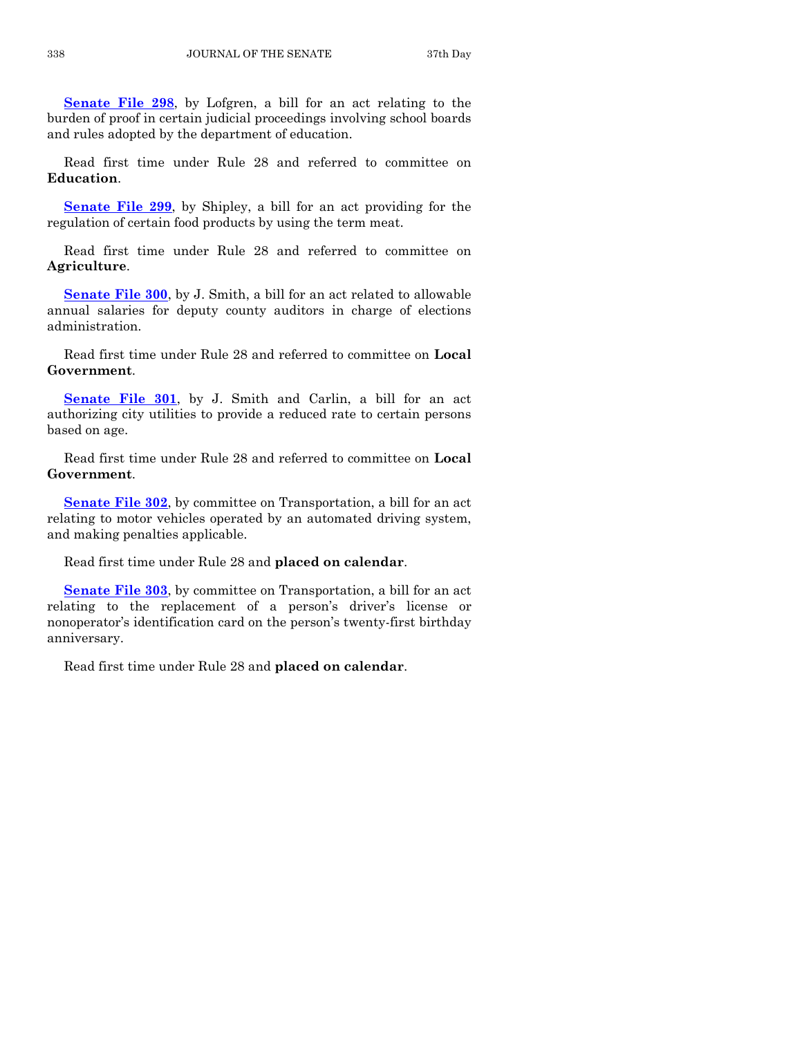**Senate File 298**, by Lofgren, a bill for an act relating to the burden of proof in certain judicial proceedings involving school boards and rules adopted by the department of education.

Read first time under Rule 28 and referred to committee on **Education**.

**Senate File 299**, by Shipley, a bill for an act providing for the regulation of certain food products by using the term meat.

Read first time under Rule 28 and referred to committee on **Agriculture**.

**Senate File 300**, by J. Smith, a bill for an act related to allowable annual salaries for deputy county auditors in charge of elections administration.

Read first time under Rule 28 and referred to committee on **Local Government**.

**Senate File 301**, by J. Smith and Carlin, a bill for an act authorizing city utilities to provide a reduced rate to certain persons based on age.

Read first time under Rule 28 and referred to committee on **Local Government**.

**Senate File 302**, by committee on Transportation, a bill for an act relating to motor vehicles operated by an automated driving system, and making penalties applicable.

Read first time under Rule 28 and **placed on calendar**.

**Senate File 303**, by committee on Transportation, a bill for an act relating to the replacement of a person's driver's license or nonoperator's identification card on the person's twenty-first birthday anniversary.

Read first time under Rule 28 and **placed on calendar**.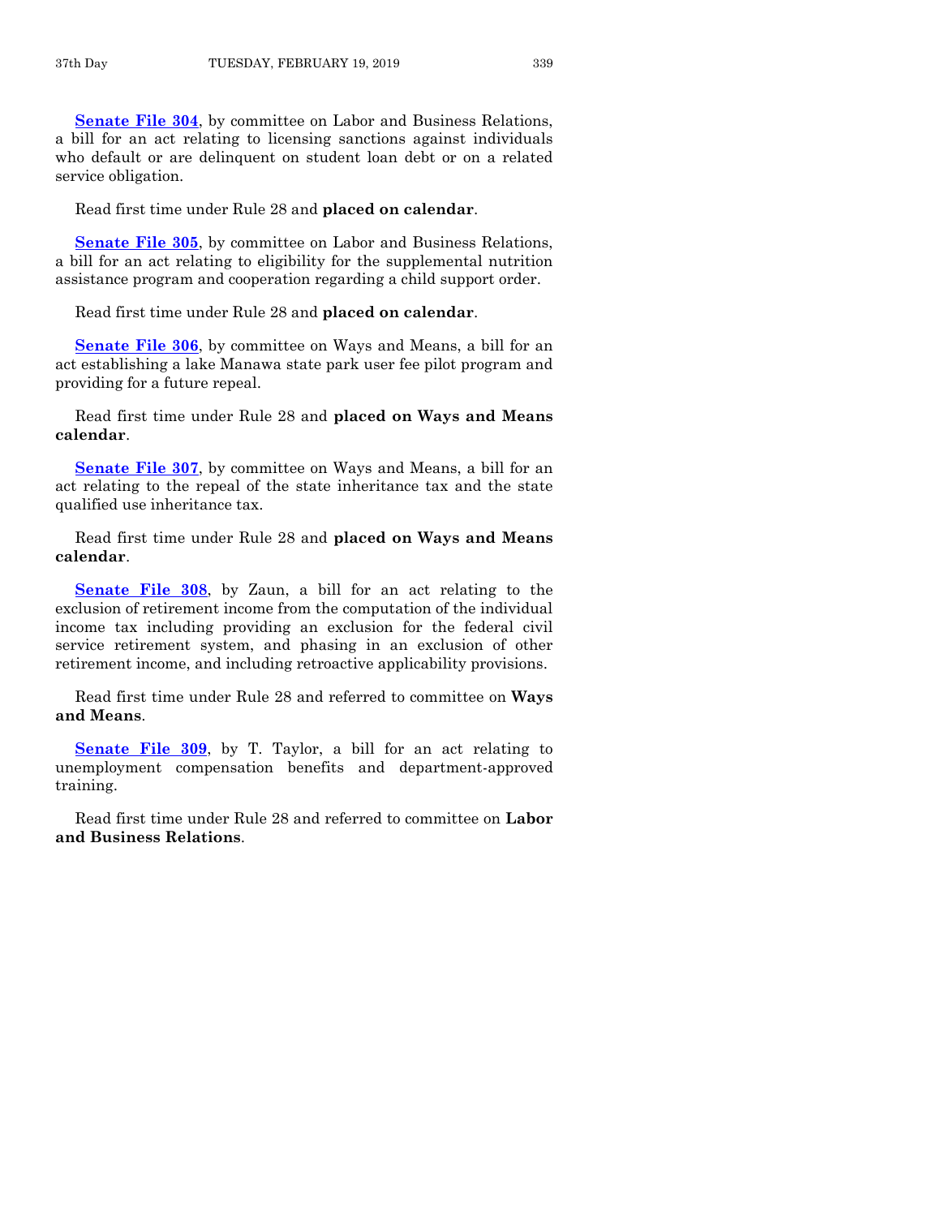**Senate File 304**, by committee on Labor and Business Relations, a bill for an act relating to licensing sanctions against individuals who default or are delinquent on student loan debt or on a related service obligation.

Read first time under Rule 28 and **placed on calendar**.

**Senate File 305**, by committee on Labor and Business Relations, a bill for an act relating to eligibility for the supplemental nutrition assistance program and cooperation regarding a child support order.

Read first time under Rule 28 and **placed on calendar**.

**Senate File 306**, by committee on Ways and Means, a bill for an act establishing a lake Manawa state park user fee pilot program and providing for a future repeal.

Read first time under Rule 28 and **placed on Ways and Means calendar**.

**Senate File 307**, by committee on Ways and Means, a bill for an act relating to the repeal of the state inheritance tax and the state qualified use inheritance tax.

Read first time under Rule 28 and **placed on Ways and Means calendar**.

**Senate File 308**, by Zaun, a bill for an act relating to the exclusion of retirement income from the computation of the individual income tax including providing an exclusion for the federal civil service retirement system, and phasing in an exclusion of other retirement income, and including retroactive applicability provisions.

Read first time under Rule 28 and referred to committee on **Ways and Means**.

**Senate File 309**, by T. Taylor, a bill for an act relating to unemployment compensation benefits and department-approved training.

Read first time under Rule 28 and referred to committee on **Labor and Business Relations**.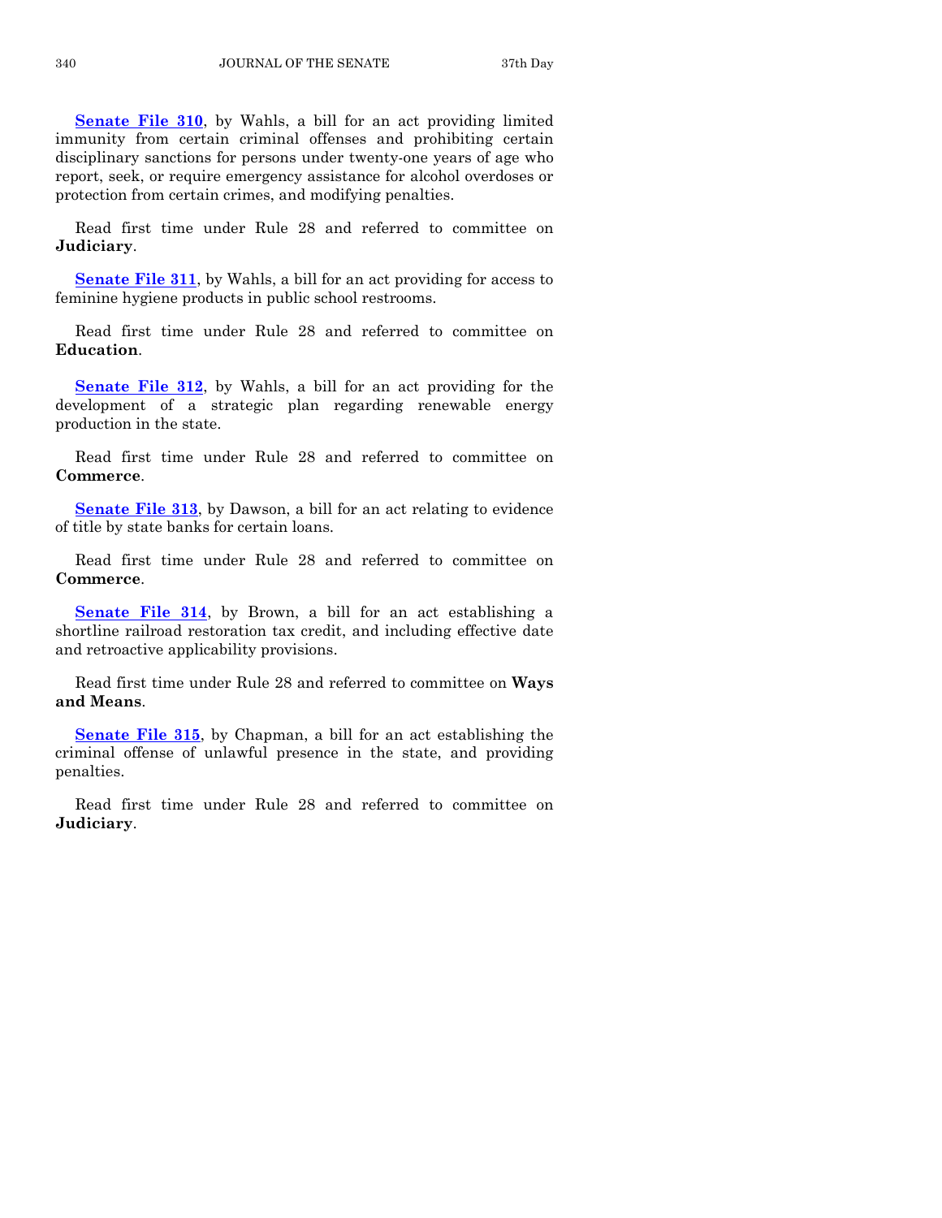**Senate File 310**, by Wahls, a bill for an act providing limited immunity from certain criminal offenses and prohibiting certain disciplinary sanctions for persons under twenty-one years of age who report, seek, or require emergency assistance for alcohol overdoses or protection from certain crimes, and modifying penalties.

Read first time under Rule 28 and referred to committee on **Judiciary**.

**Senate File 311**, by Wahls, a bill for an act providing for access to feminine hygiene products in public school restrooms.

Read first time under Rule 28 and referred to committee on **Education**.

**Senate File 312**, by Wahls, a bill for an act providing for the development of a strategic plan regarding renewable energy production in the state.

Read first time under Rule 28 and referred to committee on **Commerce**.

**Senate File 313**, by Dawson, a bill for an act relating to evidence of title by state banks for certain loans.

Read first time under Rule 28 and referred to committee on **Commerce**.

**Senate File 314**, by Brown, a bill for an act establishing a shortline railroad restoration tax credit, and including effective date and retroactive applicability provisions.

Read first time under Rule 28 and referred to committee on **Ways and Means**.

**Senate File 315**, by Chapman, a bill for an act establishing the criminal offense of unlawful presence in the state, and providing penalties.

Read first time under Rule 28 and referred to committee on **Judiciary**.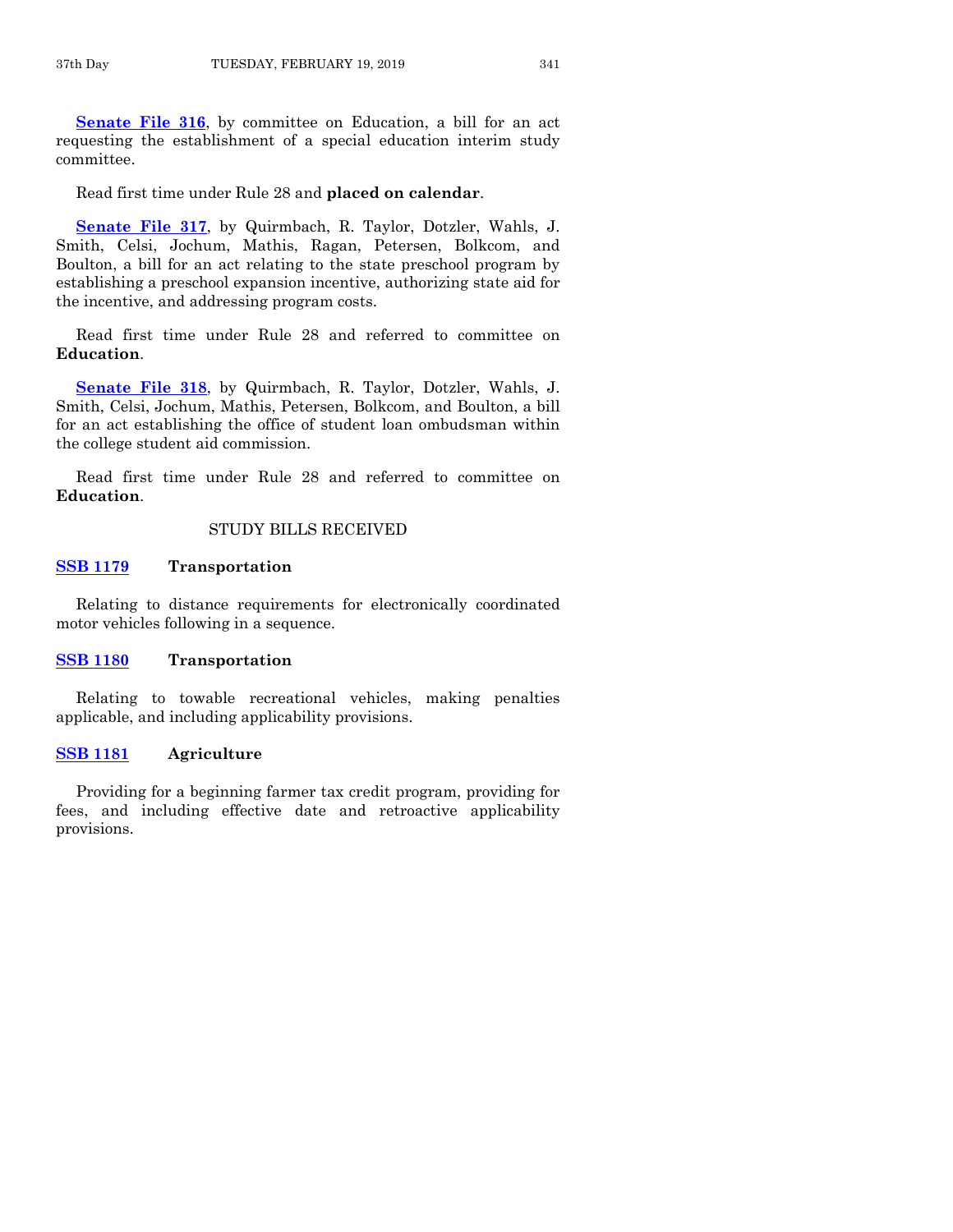**Senate File 316**, by committee on Education, a bill for an act requesting the establishment of a special education interim study committee.

Read first time under Rule 28 and **placed on calendar**.

**Senate File 317**, by Quirmbach, R. Taylor, Dotzler, Wahls, J. Smith, Celsi, Jochum, Mathis, Ragan, Petersen, Bolkcom, and Boulton, a bill for an act relating to the state preschool program by establishing a preschool expansion incentive, authorizing state aid for the incentive, and addressing program costs.

Read first time under Rule 28 and referred to committee on **Education**.

**Senate File 318**, by Quirmbach, R. Taylor, Dotzler, Wahls, J. Smith, Celsi, Jochum, Mathis, Petersen, Bolkcom, and Boulton, a bill for an act establishing the office of student loan ombudsman within the college student aid commission.

Read first time under Rule 28 and referred to committee on **Education**.

## STUDY BILLS RECEIVED

### SSB 1179 Transportation

Relating to distance requirements for electronically coordinated motor vehicles following in a sequence.

### SSB 1180 Transportation

Relating to towable recreational vehicles, making penalties applicable, and including applicability provisions.

### SSB 1181 Agriculture

Providing for a beginning farmer tax credit program, providing for fees, and including effective date and retroactive applicability provisions.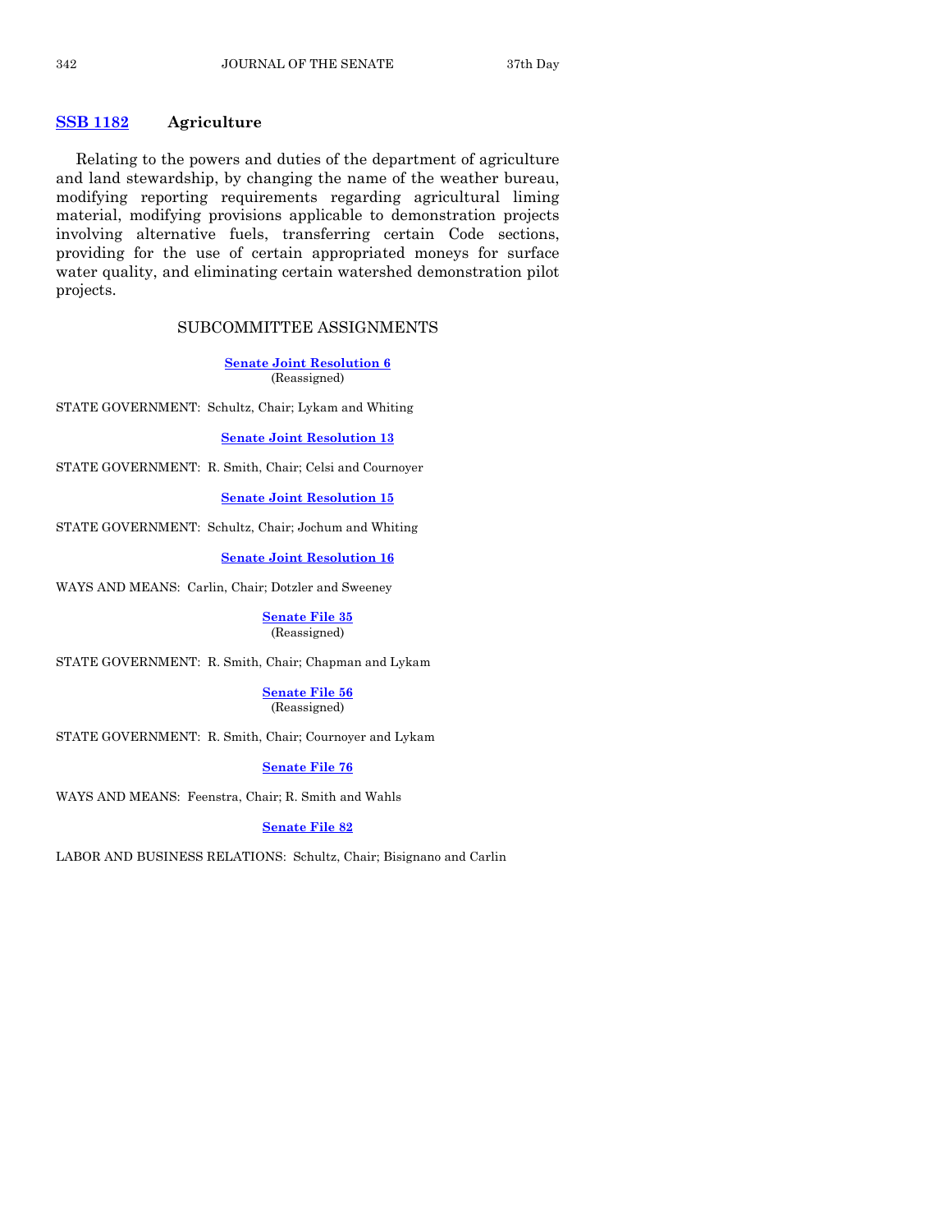**SSB 1182** **Agriculture**

Relating to the powers and duties of the department of agriculture and land stewardship, by changing the name of the weather bureau, modifying reporting requirements regarding agricultural liming material, modifying provisions applicable to demonstration projects involving alternative fuels, transferring certain Code sections, providing for the use of certain appropriated moneys for surface water quality, and eliminating certain watershed demonstration pilot projects.

## SUBCOMMITTEE ASSIGNMENTS

**Senate Joint Resolution 6**
(Reassigned)

STATE GOVERNMENT: Schultz, Chair; Lykam and Whiting

**Senate Joint Resolution 13**

STATE GOVERNMENT: R. Smith, Chair; Celsi and Cournoyer

**Senate Joint Resolution 15**

STATE GOVERNMENT: Schultz, Chair; Jochum and Whiting

**Senate Joint Resolution 16**

WAYS AND MEANS: Carlin, Chair; Dotzler and Sweeney

**Senate File 35**
(Reassigned)

STATE GOVERNMENT: R. Smith, Chair; Chapman and Lykam

**Senate File 56**
(Reassigned)

STATE GOVERNMENT: R. Smith, Chair; Cournoyer and Lykam

**Senate File 76**

WAYS AND MEANS: Feenstra, Chair; R. Smith and Wahls

**Senate File 82**

LABOR AND BUSINESS RELATIONS: Schultz, Chair; Bisignano and Carlin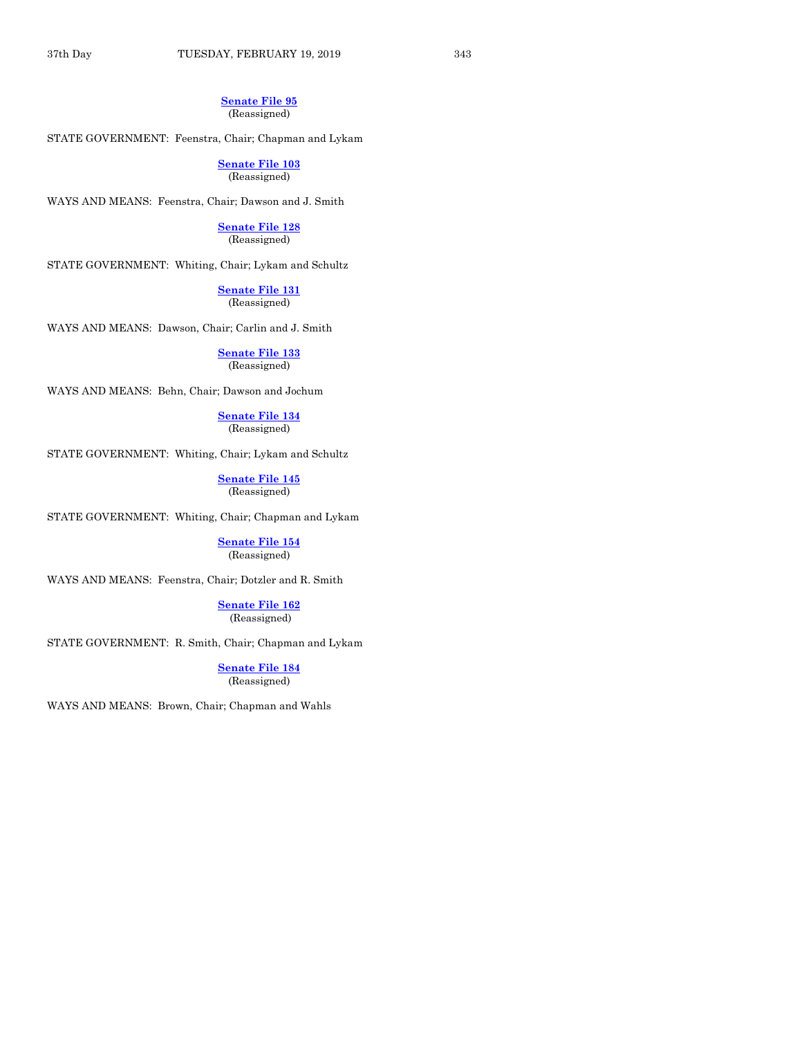**Senate File 95**
(Reassigned)

STATE GOVERNMENT: Feenstra, Chair; Chapman and Lykam

**Senate File 103**
(Reassigned)

WAYS AND MEANS: Feenstra, Chair; Dawson and J. Smith

**Senate File 128**
(Reassigned)

STATE GOVERNMENT: Whiting, Chair; Lykam and Schultz

**Senate File 131**
(Reassigned)

WAYS AND MEANS: Dawson, Chair; Carlin and J. Smith

**Senate File 133**
(Reassigned)

WAYS AND MEANS: Behn, Chair; Dawson and Jochum

**Senate File 134**
(Reassigned)

STATE GOVERNMENT: Whiting, Chair; Lykam and Schultz

**Senate File 145**
(Reassigned)

STATE GOVERNMENT: Whiting, Chair; Chapman and Lykam

**Senate File 154**
(Reassigned)

WAYS AND MEANS: Feenstra, Chair; Dotzler and R. Smith

**Senate File 162**
(Reassigned)

STATE GOVERNMENT: R. Smith, Chair; Chapman and Lykam

**Senate File 184**
(Reassigned)

WAYS AND MEANS: Brown, Chair; Chapman and Wahls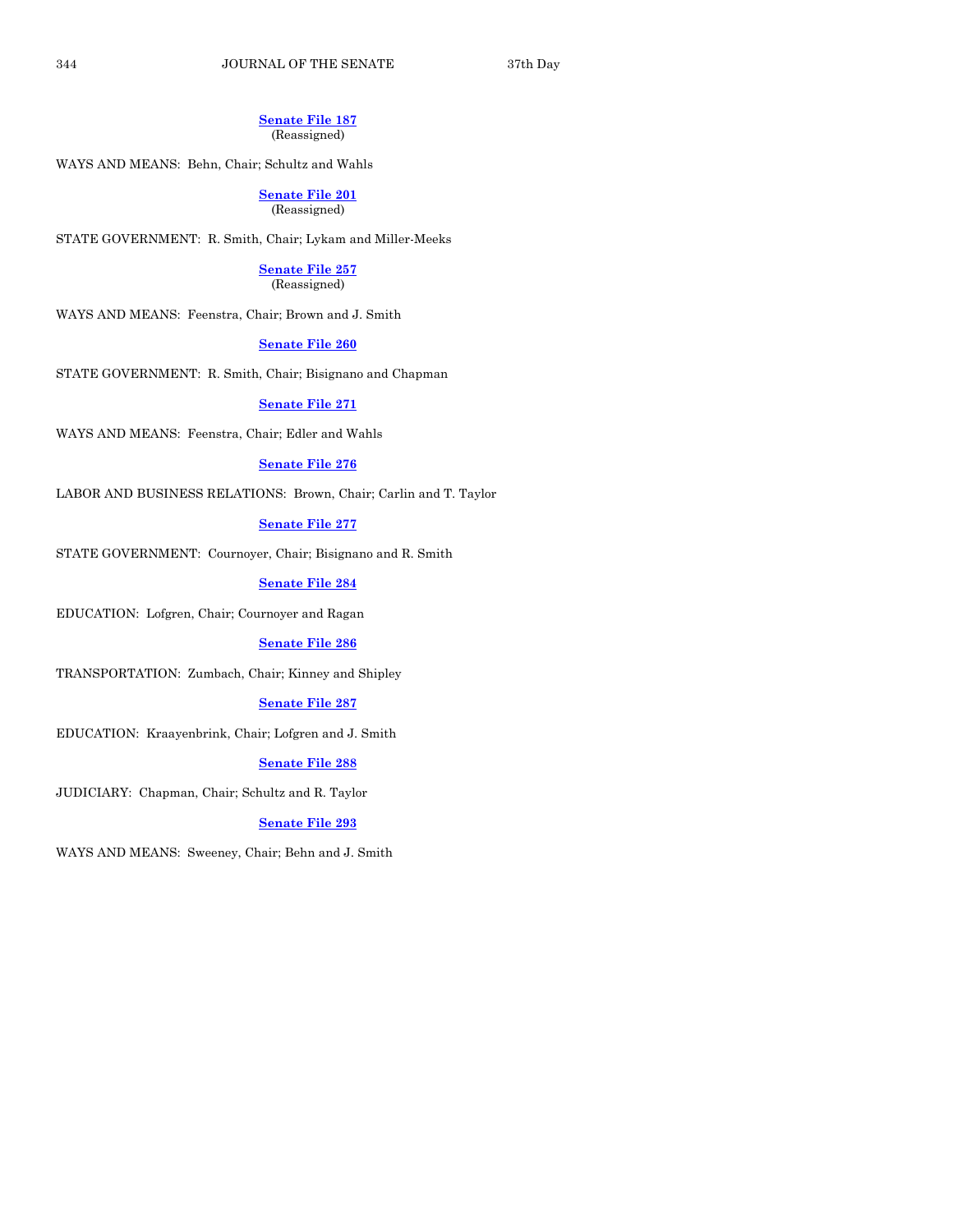**Senate File 187**
(Reassigned)

WAYS AND MEANS: Behn, Chair; Schultz and Wahls

**Senate File 201**
(Reassigned)

STATE GOVERNMENT: R. Smith, Chair; Lykam and Miller-Meeks

**Senate File 257**
(Reassigned)

WAYS AND MEANS: Feenstra, Chair; Brown and J. Smith

**Senate File 260**

STATE GOVERNMENT: R. Smith, Chair; Bisignano and Chapman

**Senate File 271**

WAYS AND MEANS: Feenstra, Chair; Edler and Wahls

**Senate File 276**

LABOR AND BUSINESS RELATIONS: Brown, Chair; Carlin and T. Taylor

**Senate File 277**

STATE GOVERNMENT: Cournoyer, Chair; Bisignano and R. Smith

**Senate File 284**

EDUCATION: Lofgren, Chair; Cournoyer and Ragan

**Senate File 286**

TRANSPORTATION: Zumbach, Chair; Kinney and Shipley

**Senate File 287**

EDUCATION: Kraayenbrink, Chair; Lofgren and J. Smith

**Senate File 288**

JUDICIARY: Chapman, Chair; Schultz and R. Taylor

**Senate File 293**

WAYS AND MEANS: Sweeney, Chair; Behn and J. Smith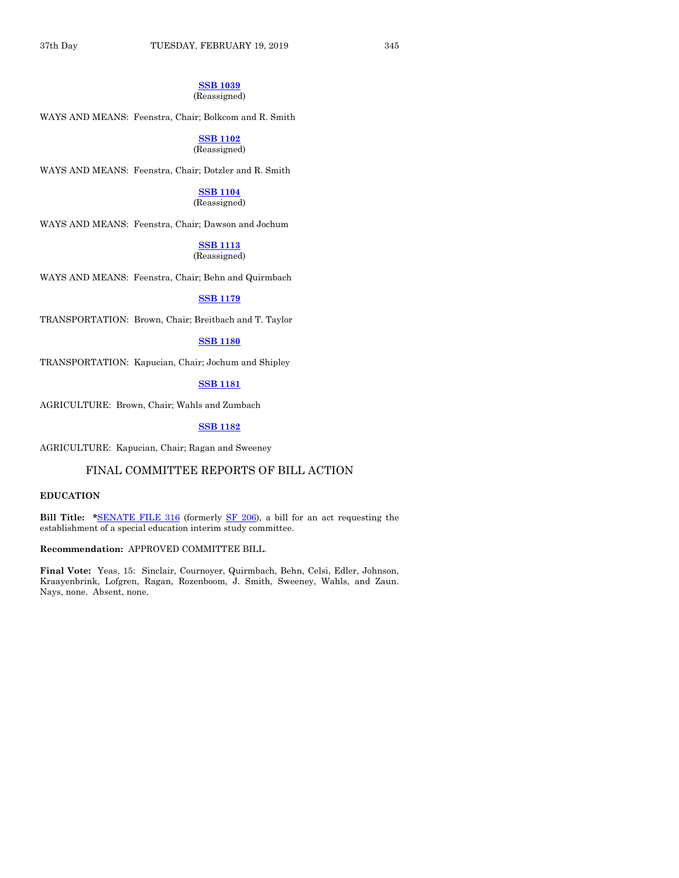**SSB 1039**
(Reassigned)

WAYS AND MEANS: Feenstra, Chair; Bolkcom and R. Smith

**SSB 1102**
(Reassigned)

WAYS AND MEANS: Feenstra, Chair; Dotzler and R. Smith

**SSB 1104**
(Reassigned)

WAYS AND MEANS: Feenstra, Chair; Dawson and Jochum

**SSB 1113**
(Reassigned)

WAYS AND MEANS: Feenstra, Chair; Behn and Quirmbach

**SSB 1179**

TRANSPORTATION: Brown, Chair; Breitbach and T. Taylor

**SSB 1180**

TRANSPORTATION: Kapucian, Chair; Jochum and Shipley

**SSB 1181**

AGRICULTURE: Brown, Chair; Wahls and Zumbach

**SSB 1182**

AGRICULTURE: Kapucian, Chair; Ragan and Sweeney

## FINAL COMMITTEE REPORTS OF BILL ACTION

**EDUCATION**

**Bill Title:** *SENATE FILE 316 (formerly SF 206), a bill for an act requesting the establishment of a special education interim study committee.

**Recommendation:** APPROVED COMMITTEE BILL.

**Final Vote:** Yeas, 15: Sinclair, Cournoyer, Quirmbach, Behn, Celsi, Edler, Johnson, Kraayenbrink, Lofgren, Ragan, Rozenboom, J. Smith, Sweeney, Wahls, and Zaun. Nays, none. Absent, none.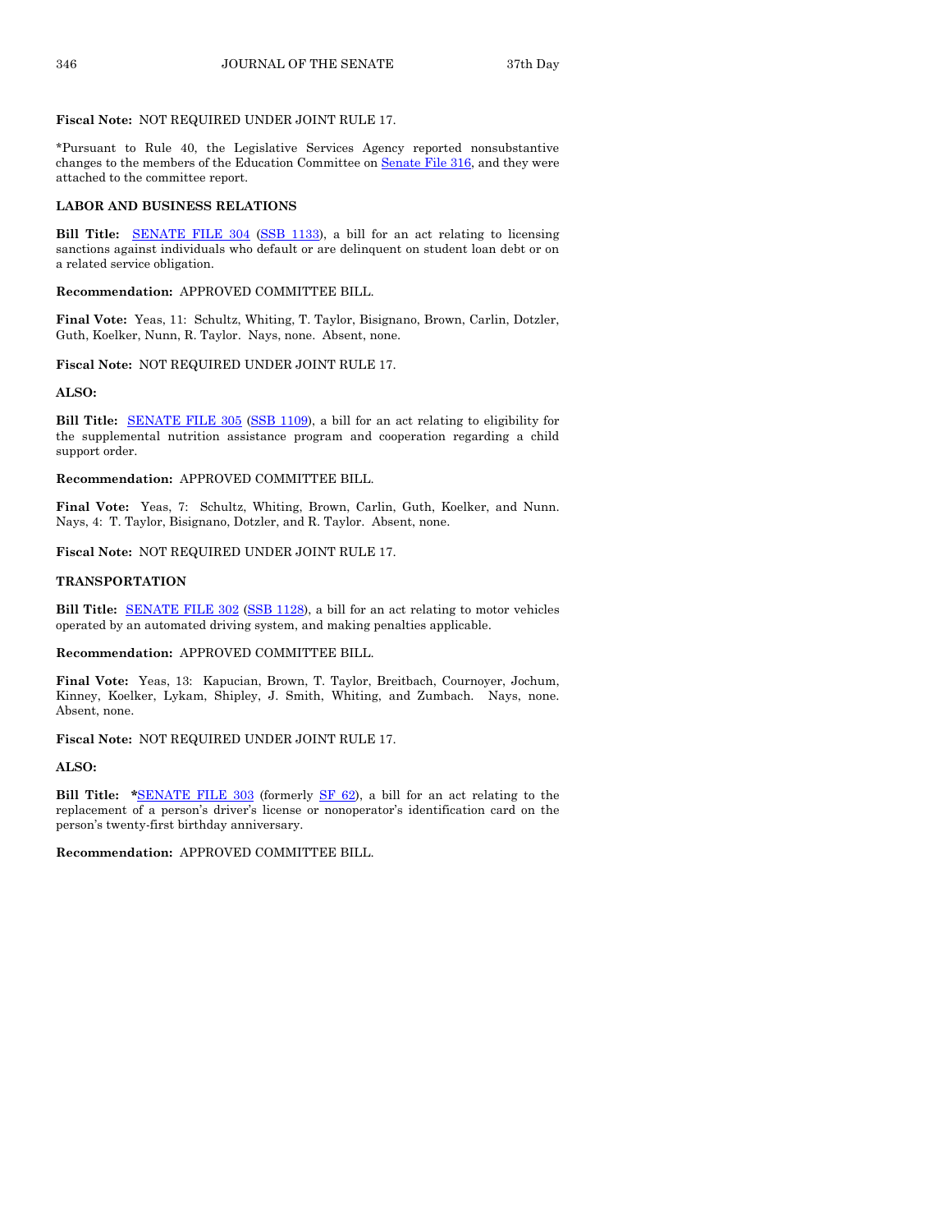**Fiscal Note:** NOT REQUIRED UNDER JOINT RULE 17.

*Pursuant to Rule 40, the Legislative Services Agency reported nonsubstantive changes to the members of the Education Committee on Senate File 316, and they were attached to the committee report.

**LABOR AND BUSINESS RELATIONS**

**Bill Title:** SENATE FILE 304 (SSB 1133), a bill for an act relating to licensing sanctions against individuals who default or are delinquent on student loan debt or on a related service obligation.

**Recommendation:** APPROVED COMMITTEE BILL.

**Final Vote:** Yeas, 11: Schultz, Whiting, T. Taylor, Bisignano, Brown, Carlin, Dotzler, Guth, Koelker, Nunn, R. Taylor. Nays, none. Absent, none.

**Fiscal Note:** NOT REQUIRED UNDER JOINT RULE 17.

**ALSO:**

**Bill Title:** SENATE FILE 305 (SSB 1109), a bill for an act relating to eligibility for the supplemental nutrition assistance program and cooperation regarding a child support order.

**Recommendation:** APPROVED COMMITTEE BILL.

**Final Vote:** Yeas, 7: Schultz, Whiting, Brown, Carlin, Guth, Koelker, and Nunn. Nays, 4: T. Taylor, Bisignano, Dotzler, and R. Taylor. Absent, none.

**Fiscal Note:** NOT REQUIRED UNDER JOINT RULE 17.

**TRANSPORTATION**

**Bill Title:** SENATE FILE 302 (SSB 1128), a bill for an act relating to motor vehicles operated by an automated driving system, and making penalties applicable.

**Recommendation:** APPROVED COMMITTEE BILL.

**Final Vote:** Yeas, 13: Kapucian, Brown, T. Taylor, Breitbach, Cournoyer, Jochum, Kinney, Koelker, Lykam, Shipley, J. Smith, Whiting, and Zumbach. Nays, none. Absent, none.

**Fiscal Note:** NOT REQUIRED UNDER JOINT RULE 17.

**ALSO:**

**Bill Title:** ***SENATE FILE 303 (formerly SF 62), a bill for an act relating to the replacement of a person's driver's license or nonoperator's identification card on the person's twenty-first birthday anniversary.

**Recommendation:** APPROVED COMMITTEE BILL.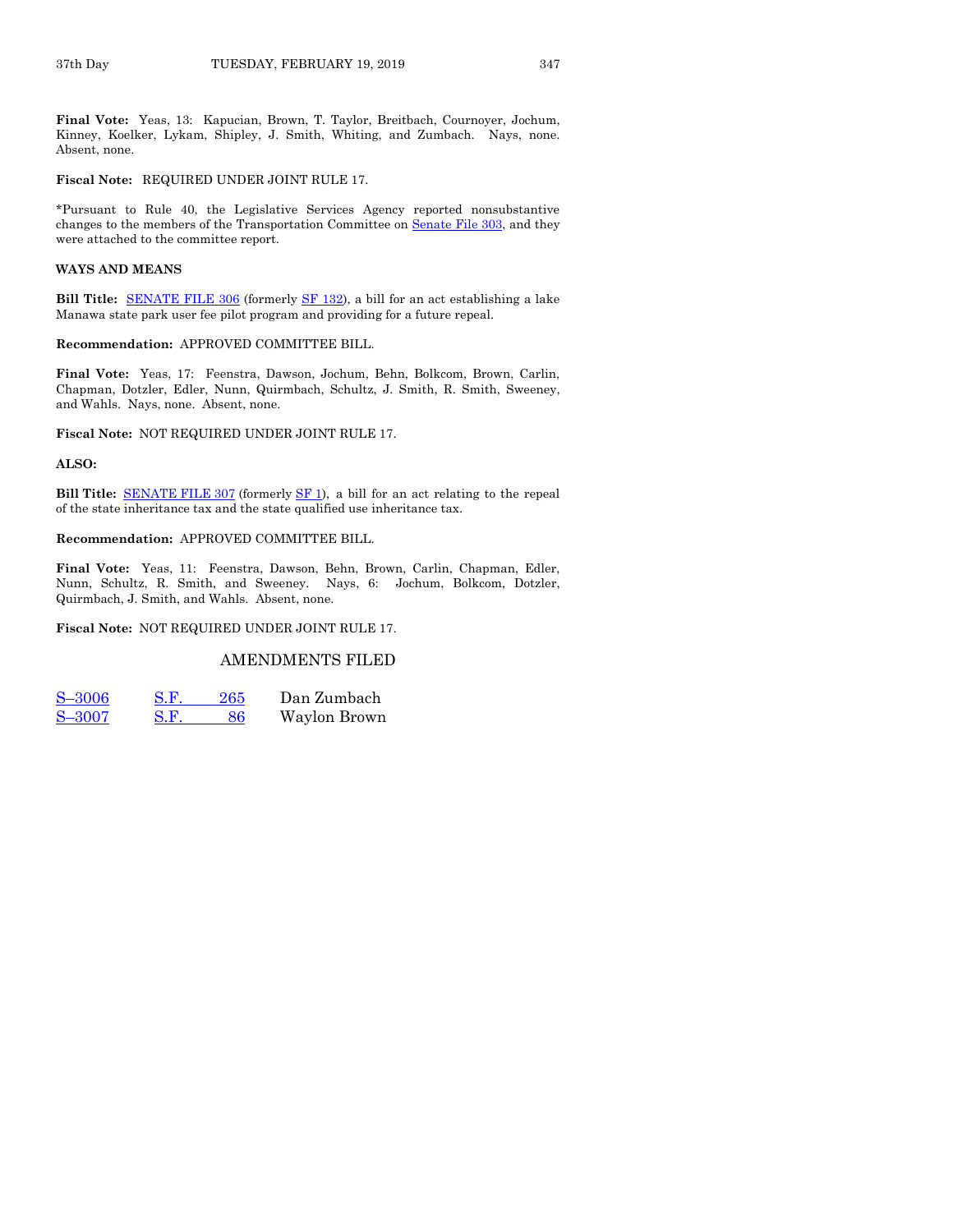**Final Vote:** Yeas, 13: Kapucian, Brown, T. Taylor, Breitbach, Cournoyer, Jochum, Kinney, Koelker, Lykam, Shipley, J. Smith, Whiting, and Zumbach. Nays, none. Absent, none.

**Fiscal Note:** REQUIRED UNDER JOINT RULE 17.

*Pursuant to Rule 40, the Legislative Services Agency reported nonsubstantive changes to the members of the Transportation Committee on Senate File 303, and they were attached to the committee report.

#### WAYS AND MEANS

**Bill Title:** SENATE FILE 306 (formerly SF 132), a bill for an act establishing a lake Manawa state park user fee pilot program and providing for a future repeal.

**Recommendation:** APPROVED COMMITTEE BILL.

**Final Vote:** Yeas, 17: Feenstra, Dawson, Jochum, Behn, Bolkcom, Brown, Carlin, Chapman, Dotzler, Edler, Nunn, Quirmbach, Schultz, J. Smith, R. Smith, Sweeney, and Wahls. Nays, none. Absent, none.

**Fiscal Note:** NOT REQUIRED UNDER JOINT RULE 17.

**ALSO:**

**Bill Title:** SENATE FILE 307 (formerly SF 1), a bill for an act relating to the repeal of the state inheritance tax and the state qualified use inheritance tax.

**Recommendation:** APPROVED COMMITTEE BILL.

**Final Vote:** Yeas, 11: Feenstra, Dawson, Behn, Brown, Carlin, Chapman, Edler, Nunn, Schultz, R. Smith, and Sweeney. Nays, 6: Jochum, Bolkcom, Dotzler, Quirmbach, J. Smith, and Wahls. Absent, none.

**Fiscal Note:** NOT REQUIRED UNDER JOINT RULE 17.

## AMENDMENTS FILED

| | | |
|---|---|---|
| S–3006 | S.F. 265 | Dan Zumbach |
| S–3007 | S.F. 86 | Waylon Brown |